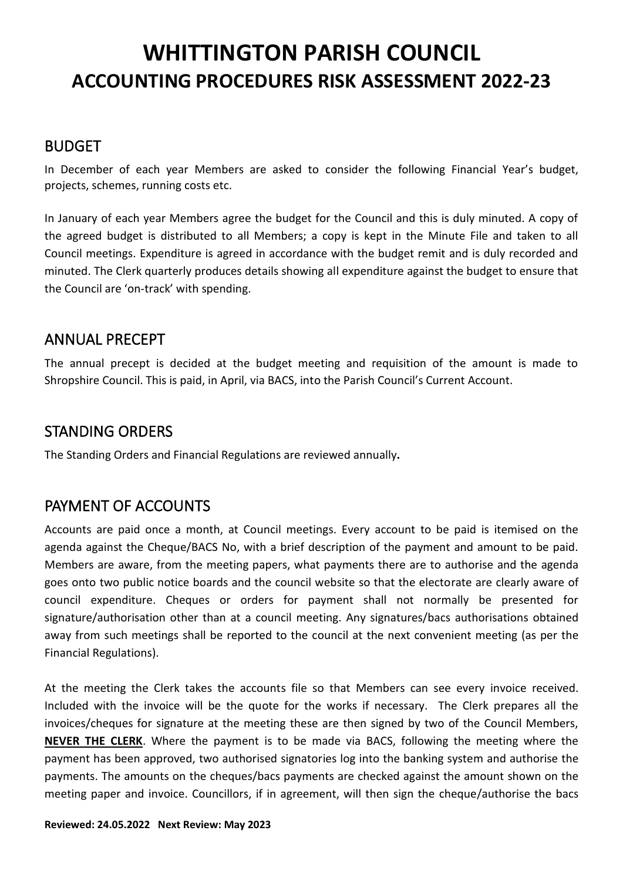# WHITTINGTON PARISH COUNCIL

## ACCOUNTING PROCEDURES RISK ASSESSMENT 2022-23

## BUDGET

In December of each year Members are asked to consider the following Financial Year's budget, projects, schemes, running costs etc.

In January of each year Members agree the budget for the Council and this is duly minuted. A copy of the agreed budget is distributed to all Members; a copy is kept in the Minute File and taken to all Council meetings. Expenditure is agreed in accordance with the budget remit and is duly recorded and minuted. The Clerk quarterly produces details showing all expenditure against the budget to ensure that the Council are 'on-track' with spending.

## ANNUAL PRECEPT

The annual precept is decided at the budget meeting and requisition of the amount is made to Shropshire Council. This is paid, in April, via BACS, into the Parish Council's Current Account.

## STANDING ORDERS

The Standing Orders and Financial Regulations are reviewed annually.

## PAYMENT OF ACCOUNTS

Accounts are paid once a month, at Council meetings. Every account to be paid is itemised on the agenda against the Cheque/BACS No, with a brief description of the payment and amount to be paid. Members are aware, from the meeting papers, what payments there are to authorise and the agenda goes onto two public notice boards and the council website so that the electorate are clearly aware of council expenditure. Cheques or orders for payment shall not normally be presented for signature/authorisation other than at a council meeting. Any signatures/bacs authorisations obtained away from such meetings shall be reported to the council at the next convenient meeting (as per the Financial Regulations).

At the meeting the Clerk takes the accounts file so that Members can see every invoice received. Included with the invoice will be the quote for the works if necessary. The Clerk prepares all the invoices/cheques for signature at the meeting these are then signed by two of the Council Members, **NEVER THE CLERK**. Where the payment is to be made via BACS, following the meeting where the payment has been approved, two authorised signatories log into the banking system and authorise the payments. The amounts on the cheques/bacs payments are checked against the amount shown on the meeting paper and invoice. Councillors, if in agreement, will then sign the cheque/authorise the bacs

**Reviewed: 24.05.2022 Next Review: May 2023**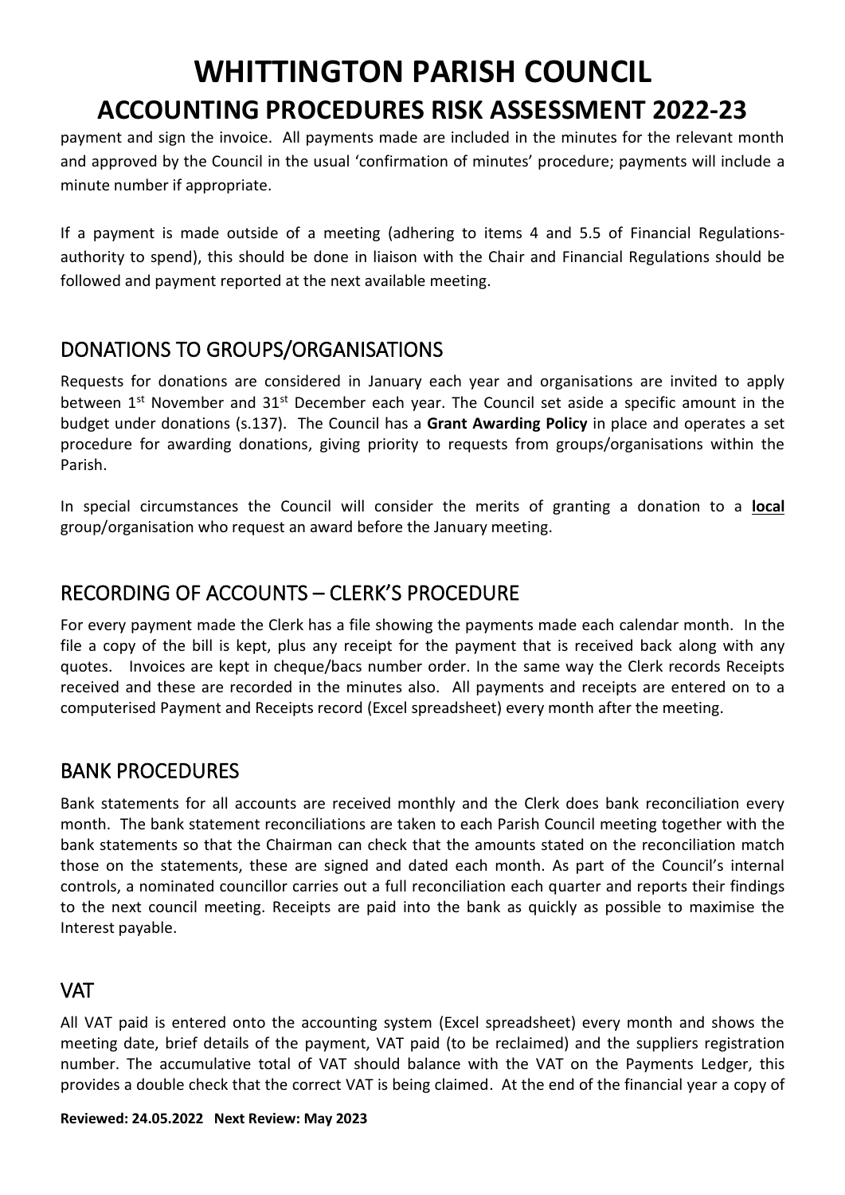payment and sign the invoice. All payments made are included in the minutes for the relevant month and approved by the Council in the usual 'confirmation of minutes' procedure; payments will include a minute number if appropriate.

If a payment is made outside of a meeting (adhering to items 4 and 5.5 of Financial Regulations-authority to spend), this should be done in liaison with the Chair and Financial Regulations should be followed and payment reported at the next available meeting.

## DONATIONS TO GROUPS/ORGANISATIONS

Requests for donations are considered in January each year and organisations are invited to apply between 1st November and 31st December each year. The Council set aside a specific amount in the budget under donations (s.137). The Council has a **Grant Awarding Policy** in place and operates a set procedure for awarding donations, giving priority to requests from groups/organisations within the Parish.

In special circumstances the Council will consider the merits of granting a donation to a **local** group/organisation who request an award before the January meeting.

## RECORDING OF ACCOUNTS – CLERK'S PROCEDURE

For every payment made the Clerk has a file showing the payments made each calendar month. In the file a copy of the bill is kept, plus any receipt for the payment that is received back along with any quotes. Invoices are kept in cheque/bacs number order. In the same way the Clerk records Receipts received and these are recorded in the minutes also. All payments and receipts are entered on to a computerised Payment and Receipts record (Excel spreadsheet) every month after the meeting.

## BANK PROCEDURES

Bank statements for all accounts are received monthly and the Clerk does bank reconciliation every month. The bank statement reconciliations are taken to each Parish Council meeting together with the bank statements so that the Chairman can check that the amounts stated on the reconciliation match those on the statements, these are signed and dated each month. As part of the Council's internal controls, a nominated councillor carries out a full reconciliation each quarter and reports their findings to the next council meeting. Receipts are paid into the bank as quickly as possible to maximise the Interest payable.

## VAT

All VAT paid is entered onto the accounting system (Excel spreadsheet) every month and shows the meeting date, brief details of the payment, VAT paid (to be reclaimed) and the suppliers registration number. The accumulative total of VAT should balance with the VAT on the Payments Ledger, this provides a double check that the correct VAT is being claimed. At the end of the financial year a copy of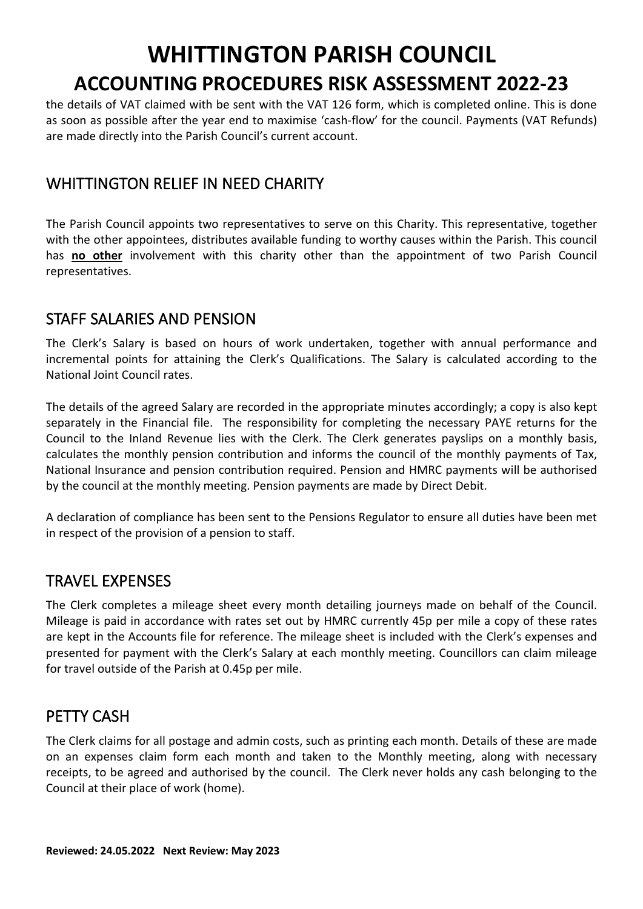the details of VAT claimed with be sent with the VAT 126 form, which is completed online. This is done as soon as possible after the year end to maximise 'cash-flow' for the council. Payments (VAT Refunds) are made directly into the Parish Council's current account.

## WHITTINGTON RELIEF IN NEED CHARITY

The Parish Council appoints two representatives to serve on this Charity. This representative, together with the other appointees, distributes available funding to worthy causes within the Parish. This council has **no other** involvement with this charity other than the appointment of two Parish Council representatives.

## STAFF SALARIES AND PENSION

The Clerk's Salary is based on hours of work undertaken, together with annual performance and incremental points for attaining the Clerk's Qualifications. The Salary is calculated according to the National Joint Council rates.

The details of the agreed Salary are recorded in the appropriate minutes accordingly; a copy is also kept separately in the Financial file. The responsibility for completing the necessary PAYE returns for the Council to the Inland Revenue lies with the Clerk. The Clerk generates payslips on a monthly basis, calculates the monthly pension contribution and informs the council of the monthly payments of Tax, National Insurance and pension contribution required. Pension and HMRC payments will be authorised by the council at the monthly meeting. Pension payments are made by Direct Debit.

A declaration of compliance has been sent to the Pensions Regulator to ensure all duties have been met in respect of the provision of a pension to staff.

## TRAVEL EXPENSES

The Clerk completes a mileage sheet every month detailing journeys made on behalf of the Council. Mileage is paid in accordance with rates set out by HMRC currently 45p per mile a copy of these rates are kept in the Accounts file for reference. The mileage sheet is included with the Clerk's expenses and presented for payment with the Clerk's Salary at each monthly meeting. Councillors can claim mileage for travel outside of the Parish at 0.45p per mile.

## PETTY CASH

The Clerk claims for all postage and admin costs, such as printing each month. Details of these are made on an expenses claim form each month and taken to the Monthly meeting, along with necessary receipts, to be agreed and authorised by the council. The Clerk never holds any cash belonging to the Council at their place of work (home).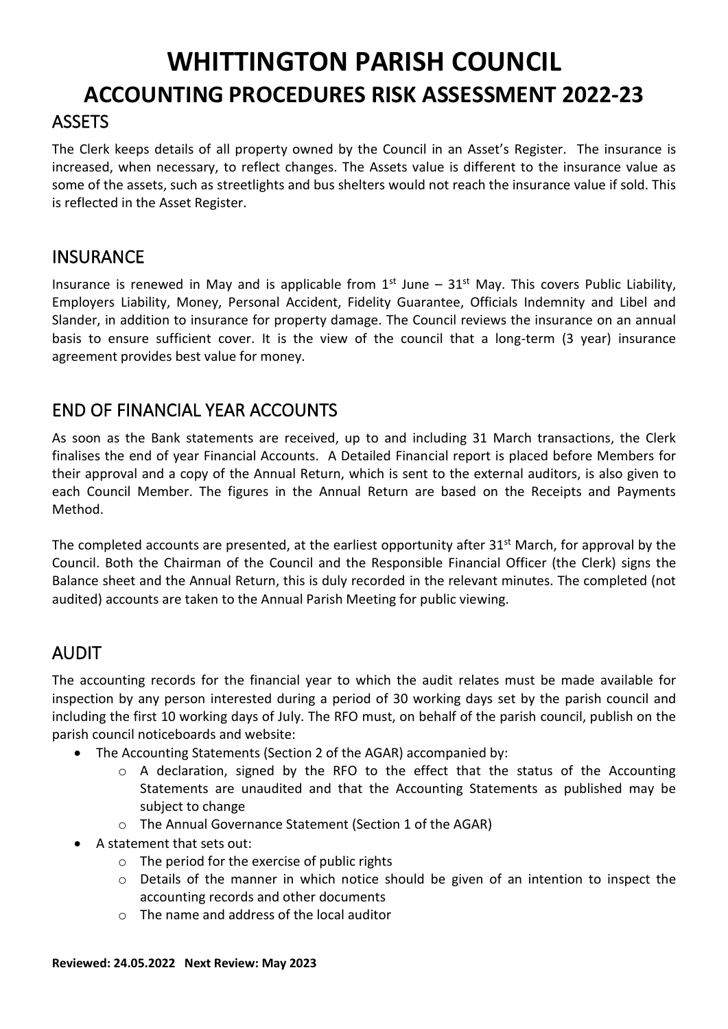# WHITTINGTON PARISH COUNCIL

## ACCOUNTING PROCEDURES RISK ASSESSMENT 2022-23

## ASSETS

The Clerk keeps details of all property owned by the Council in an Asset's Register. The insurance is increased, when necessary, to reflect changes. The Assets value is different to the insurance value as some of the assets, such as streetlights and bus shelters would not reach the insurance value if sold. This is reflected in the Asset Register.

## INSURANCE

Insurance is renewed in May and is applicable from 1st June – 31st May. This covers Public Liability, Employers Liability, Money, Personal Accident, Fidelity Guarantee, Officials Indemnity and Libel and Slander, in addition to insurance for property damage. The Council reviews the insurance on an annual basis to ensure sufficient cover. It is the view of the council that a long-term (3 year) insurance agreement provides best value for money.

## END OF FINANCIAL YEAR ACCOUNTS

As soon as the Bank statements are received, up to and including 31 March transactions, the Clerk finalises the end of year Financial Accounts. A Detailed Financial report is placed before Members for their approval and a copy of the Annual Return, which is sent to the external auditors, is also given to each Council Member. The figures in the Annual Return are based on the Receipts and Payments Method.

The completed accounts are presented, at the earliest opportunity after 31st March, for approval by the Council. Both the Chairman of the Council and the Responsible Financial Officer (the Clerk) signs the Balance sheet and the Annual Return, this is duly recorded in the relevant minutes. The completed (not audited) accounts are taken to the Annual Parish Meeting for public viewing.

## AUDIT

The accounting records for the financial year to which the audit relates must be made available for inspection by any person interested during a period of 30 working days set by the parish council and including the first 10 working days of July. The RFO must, on behalf of the parish council, publish on the parish council noticeboards and website:

- The Accounting Statements (Section 2 of the AGAR) accompanied by:
  - A declaration, signed by the RFO to the effect that the status of the Accounting Statements are unaudited and that the Accounting Statements as published may be subject to change
  - The Annual Governance Statement (Section 1 of the AGAR)
- A statement that sets out:
  - The period for the exercise of public rights
  - Details of the manner in which notice should be given of an intention to inspect the accounting records and other documents
  - The name and address of the local auditor

**Reviewed: 24.05.2022 Next Review: May 2023**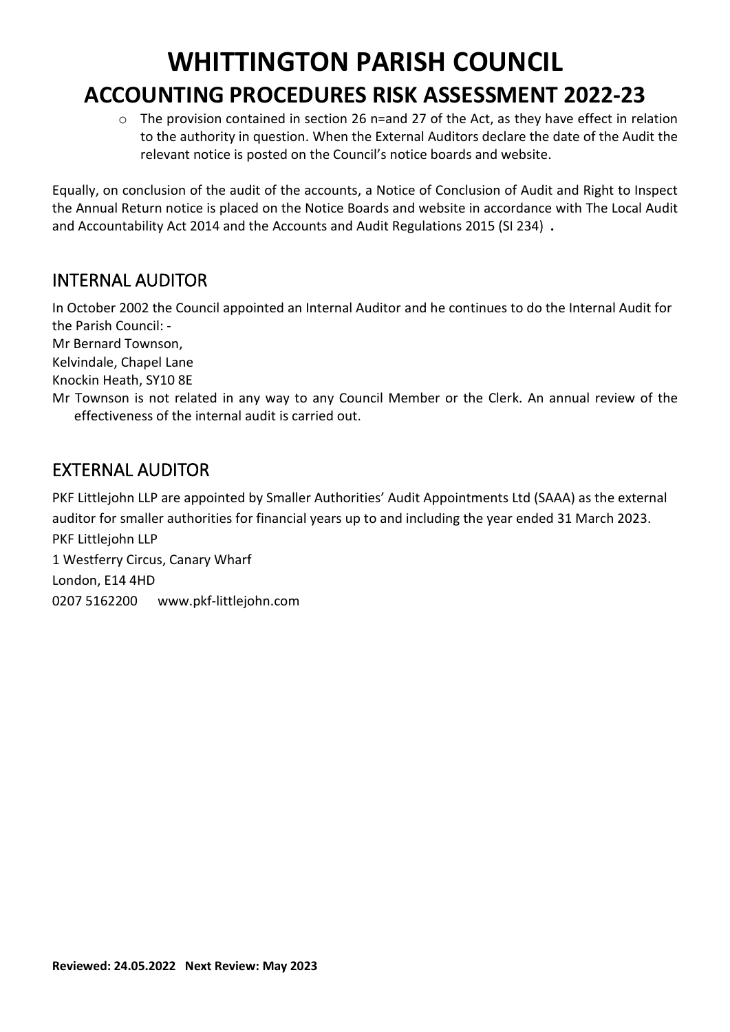# WHITTINGTON PARISH COUNCIL

## ACCOUNTING PROCEDURES RISK ASSESSMENT 2022-23

- The provision contained in section 26 n=and 27 of the Act, as they have effect in relation to the authority in question. When the External Auditors declare the date of the Audit the relevant notice is posted on the Council's notice boards and website.

Equally, on conclusion of the audit of the accounts, a Notice of Conclusion of Audit and Right to Inspect the Annual Return notice is placed on the Notice Boards and website in accordance with The Local Audit and Accountability Act 2014 and the Accounts and Audit Regulations 2015 (SI 234) **.**

## INTERNAL AUDITOR

In October 2002 the Council appointed an Internal Auditor and he continues to do the Internal Audit for the Parish Council: -

Mr Bernard Townson,
Kelvindale, Chapel Lane
Knockin Heath, SY10 8E

Mr Townson is not related in any way to any Council Member or the Clerk. An annual review of the effectiveness of the internal audit is carried out.

## EXTERNAL AUDITOR

PKF Littlejohn LLP are appointed by Smaller Authorities' Audit Appointments Ltd (SAAA) as the external auditor for smaller authorities for financial years up to and including the year ended 31 March 2023.

PKF Littlejohn LLP
1 Westferry Circus, Canary Wharf
London, E14 4HD
0207 5162200 www.pkf-littlejohn.com

**Reviewed: 24.05.2022 Next Review: May 2023**